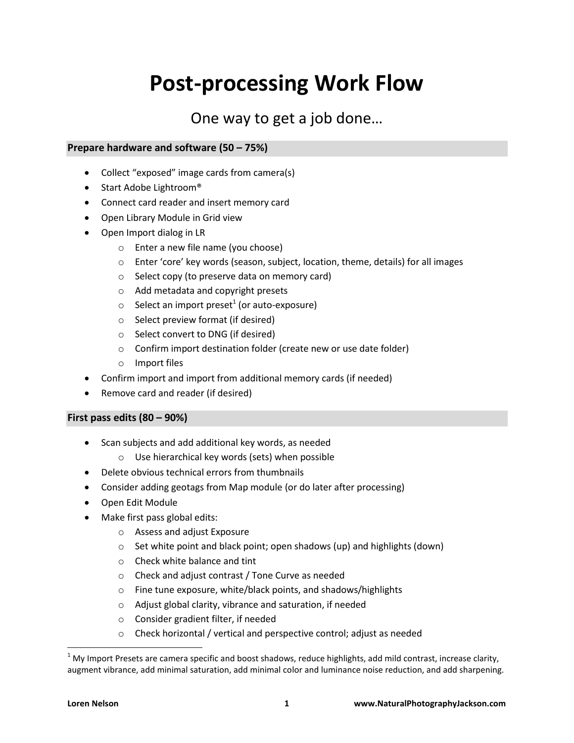# Post-processing Work Flow

## One way to get a job done…

### Prepare hardware and software (50 – 75%)

- Collect "exposed" image cards from camera(s)
- Start Adobe Lightroom®
- Connect card reader and insert memory card
- Open Library Module in Grid view
- Open Import dialog in LR
  - Enter a new file name (you choose)
  - Enter 'core' key words (season, subject, location, theme, details) for all images
  - Select copy (to preserve data on memory card)
  - Add metadata and copyright presets
  - Select an import preset[1] (or auto-exposure)
  - Select preview format (if desired)
  - Select convert to DNG (if desired)
  - Confirm import destination folder (create new or use date folder)
  - Import files
- Confirm import and import from additional memory cards (if needed)
- Remove card and reader (if desired)

### First pass edits (80 – 90%)

- Scan subjects and add additional key words, as needed
  - Use hierarchical key words (sets) when possible
- Delete obvious technical errors from thumbnails
- Consider adding geotags from Map module (or do later after processing)
- Open Edit Module
- Make first pass global edits:
  - Assess and adjust Exposure
  - Set white point and black point; open shadows (up) and highlights (down)
  - Check white balance and tint
  - Check and adjust contrast / Tone Curve as needed
  - Fine tune exposure, white/black points, and shadows/highlights
  - Adjust global clarity, vibrance and saturation, if needed
  - Consider gradient filter, if needed
  - Check horizontal / vertical and perspective control; adjust as needed

[1] My Import Presets are camera specific and boost shadows, reduce highlights, add mild contrast, increase clarity, augment vibrance, add minimal saturation, add minimal color and luminance noise reduction, and add sharpening.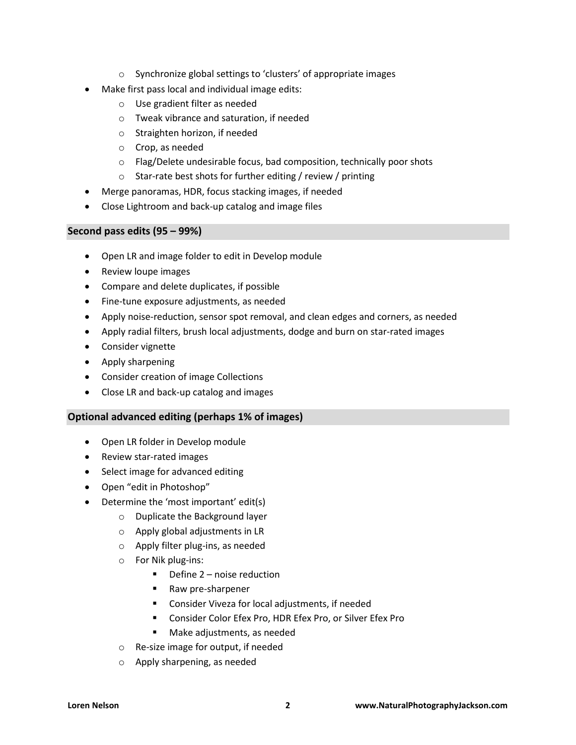- Synchronize global settings to 'clusters' of appropriate images
- Make first pass local and individual image edits:
    - Use gradient filter as needed
    - Tweak vibrance and saturation, if needed
    - Straighten horizon, if needed
    - Crop, as needed
    - Flag/Delete undesirable focus, bad composition, technically poor shots
    - Star-rate best shots for further editing / review / printing
- Merge panoramas, HDR, focus stacking images, if needed
- Close Lightroom and back-up catalog and image files

## Second pass edits (95 – 99%)

- Open LR and image folder to edit in Develop module
- Review loupe images
- Compare and delete duplicates, if possible
- Fine-tune exposure adjustments, as needed
- Apply noise-reduction, sensor spot removal, and clean edges and corners, as needed
- Apply radial filters, brush local adjustments, dodge and burn on star-rated images
- Consider vignette
- Apply sharpening
- Consider creation of image Collections
- Close LR and back-up catalog and images

## Optional advanced editing (perhaps 1% of images)

- Open LR folder in Develop module
- Review star-rated images
- Select image for advanced editing
- Open "edit in Photoshop"
- Determine the 'most important' edit(s)
    - Duplicate the Background layer
    - Apply global adjustments in LR
    - Apply filter plug-ins, as needed
    - For Nik plug-ins:
        - Define 2 – noise reduction
        - Raw pre-sharpener
        - Consider Viveza for local adjustments, if needed
        - Consider Color Efex Pro, HDR Efex Pro, or Silver Efex Pro
        - Make adjustments, as needed
    - Re-size image for output, if needed
    - Apply sharpening, as needed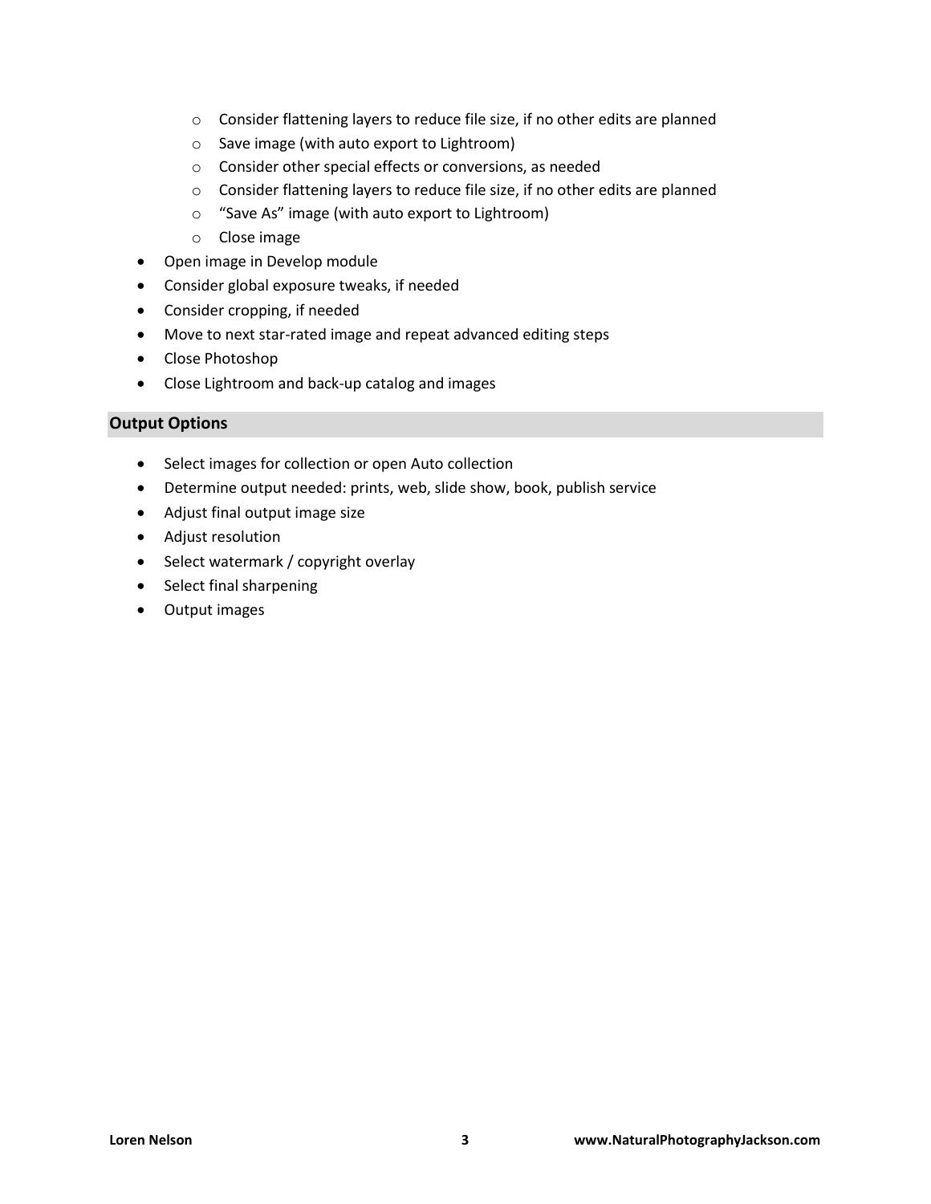- Consider flattening layers to reduce file size, if no other edits are planned
  - Save image (with auto export to Lightroom)
  - Consider other special effects or conversions, as needed
  - Consider flattening layers to reduce file size, if no other edits are planned
  - "Save As" image (with auto export to Lightroom)
  - Close image
- Open image in Develop module
- Consider global exposure tweaks, if needed
- Consider cropping, if needed
- Move to next star-rated image and repeat advanced editing steps
- Close Photoshop
- Close Lightroom and back-up catalog and images

## Output Options

- Select images for collection or open Auto collection
- Determine output needed: prints, web, slide show, book, publish service
- Adjust final output image size
- Adjust resolution
- Select watermark / copyright overlay
- Select final sharpening
- Output images